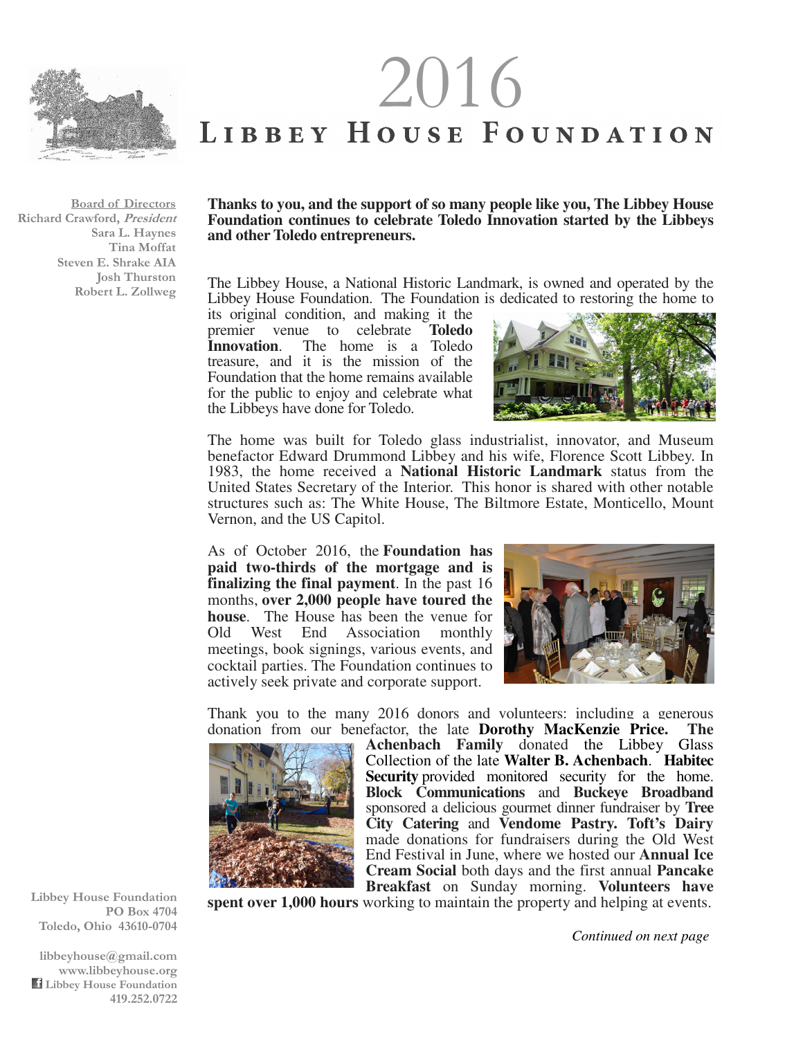# 2016
# Libbey House Foundation

**Board of Directors**
Richard Crawford, *President*
Sara L. Haynes
Tina Moffat
Steven E. Shrake AIA
Josh Thurston
Robert L. Zollweg

**Thanks to you, and the support of so many people like you, The Libbey House Foundation continues to celebrate Toledo Innovation started by the Libbeys and other Toledo entrepreneurs.**

The Libbey House, a National Historic Landmark, is owned and operated by the Libbey House Foundation. The Foundation is dedicated to restoring the home to its original condition, and making it the premier venue to celebrate **Toledo Innovation**. The home is a Toledo treasure, and it is the mission of the Foundation that the home remains available for the public to enjoy and celebrate what the Libbeys have done for Toledo.

The home was built for Toledo glass industrialist, innovator, and Museum benefactor Edward Drummond Libbey and his wife, Florence Scott Libbey. In 1983, the home received a **National Historic Landmark** status from the United States Secretary of the Interior. This honor is shared with other notable structures such as: The White House, The Biltmore Estate, Monticello, Mount Vernon, and the US Capitol.

As of October 2016, the **Foundation has paid two-thirds of the mortgage and is finalizing the final payment**. In the past 16 months, **over 2,000 people have toured the house**. The House has been the venue for Old West End Association monthly meetings, book signings, various events, and cocktail parties. The Foundation continues to actively seek private and corporate support.

Thank you to the many 2016 donors and volunteers: including a generous donation from our benefactor, the late **Dorothy MacKenzie Price.** **The Achenbach Family** donated the Libbey Glass Collection of the late **Walter B. Achenbach**. **Habitec Security** provided monitored security for the home. **Block Communications** and **Buckeye Broadband** sponsored a delicious gourmet dinner fundraiser by **Tree City Catering** and **Vendome Pastry.** **Toft's Dairy** made donations for fundraisers during the Old West End Festival in June, where we hosted our **Annual Ice Cream Social** both days and the first annual **Pancake Breakfast** on Sunday morning. **Volunteers have spent over 1,000 hours** working to maintain the property and helping at events.

*Continued on next page*

Libbey House Foundation
PO Box 4704
Toledo, Ohio 43610-0704

libbeyhouse@gmail.com
www.libbeyhouse.org
Libbey House Foundation
419.252.0722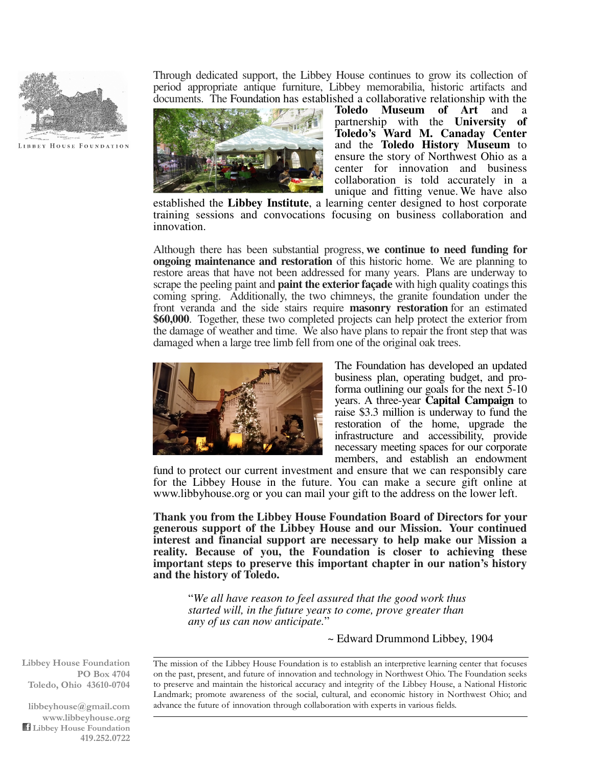Through dedicated support, the Libbey House continues to grow its collection of period appropriate antique furniture, Libbey memorabilia, historic artifacts and documents. The Foundation has established a collaborative relationship with the **Toledo Museum of Art** and a partnership with the **University of Toledo's Ward M. Canaday Center** and the **Toledo History Museum** to ensure the story of Northwest Ohio as a center for innovation and business collaboration is told accurately in a unique and fitting venue. We have also established the **Libbey Institute**, a learning center designed to host corporate training sessions and convocations focusing on business collaboration and innovation.

Although there has been substantial progress, **we continue to need funding for ongoing maintenance and restoration** of this historic home. We are planning to restore areas that have not been addressed for many years. Plans are underway to scrape the peeling paint and **paint the exterior façade** with high quality coatings this coming spring. Additionally, the two chimneys, the granite foundation under the front veranda and the side stairs require **masonry restoration** for an estimated **$60,000**. Together, these two completed projects can help protect the exterior from the damage of weather and time. We also have plans to repair the front step that was damaged when a large tree limb fell from one of the original oak trees.

The Foundation has developed an updated business plan, operating budget, and pro-forma outlining our goals for the next 5-10 years. A three-year **Capital Campaign** to raise $3.3 million is underway to fund the restoration of the home, upgrade the infrastructure and accessibility, provide necessary meeting spaces for our corporate members, and establish an endowment fund to protect our current investment and ensure that we can responsibly care for the Libbey House in the future. You can make a secure gift online at www.libbyhouse.org or you can mail your gift to the address on the lower left.

**Thank you from the Libbey House Foundation Board of Directors for your generous support of the Libbey House and our Mission. Your continued interest and financial support are necessary to help make our Mission a reality. Because of you, the Foundation is closer to achieving these important steps to preserve this important chapter in our nation's history and the history of Toledo.**

> "*We all have reason to feel assured that the good work thus started will, in the future years to come, prove greater than any of us can now anticipate.*"
>
> ~ Edward Drummond Libbey, 1904

---

The mission of the Libbey House Foundation is to establish an interpretive learning center that focuses on the past, present, and future of innovation and technology in Northwest Ohio. The Foundation seeks to preserve and maintain the historical accuracy and integrity of the Libbey House, a National Historic Landmark; promote awareness of the social, cultural, and economic history in Northwest Ohio; and advance the future of innovation through collaboration with experts in various fields.

---

Libbey House Foundation
PO Box 4704
Toledo, Ohio 43610-0704

libbeyhouse@gmail.com
www.libbeyhouse.org
Libbey House Foundation
419.252.0722